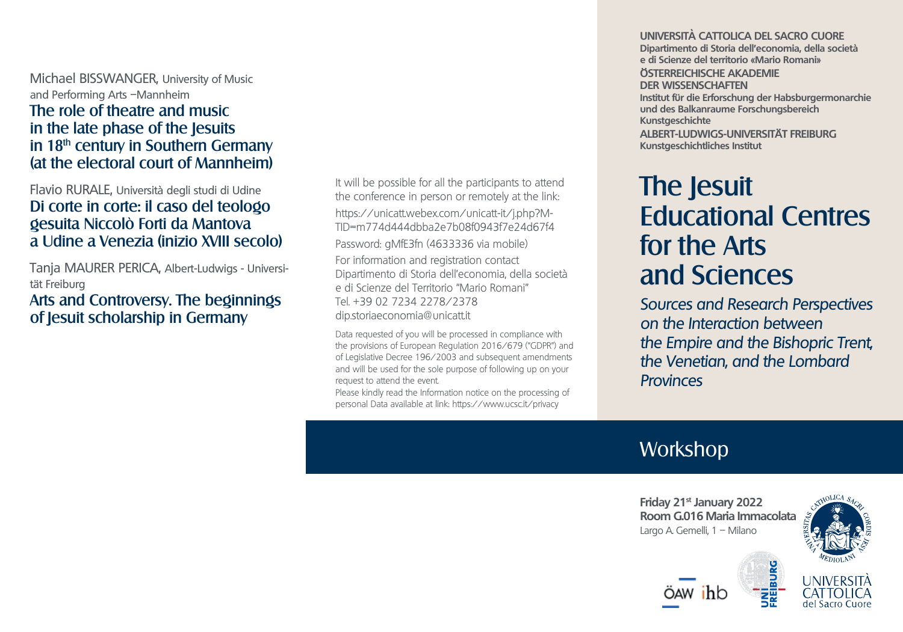Michael BISSWANGER, University of Music and Performing Arts –Mannheim

**The role of theatre and music in the late phase of the Jesuits in 18th century in Southern Germany (at the electoral court of Mannheim)**

Flavio RURALE, Università degli studi di Udine

**Di corte in corte: il caso del teologo gesuita Niccolò Forti da Mantova a Udine a Venezia (inizio XVIII secolo)**

Tanja MAURER PERICA, Albert-Ludwigs - Universität Freiburg

**Arts and Controversy. The beginnings of Jesuit scholarship in Germany**

It will be possible for all the participants to attend the conference in person or remotely at the link:

https://unicatt.webex.com/unicatt-it/j.php?MTID=m774d444dbba2e7b08f0943f7e24d67f4

Password: gMfE3fn (4633336 via mobile)

For information and registration contact
Dipartimento di Storia dell'economia, della società e di Scienze del Territorio "Mario Romani"
Tel. +39 02 7234 2278/2378
dip.storiaeconomia@unicatt.it

Data requested of you will be processed in compliance with the provisions of European Regulation 2016/679 ("GDPR") and of Legislative Decree 196/2003 and subsequent amendments and will be used for the sole purpose of following up on your request to attend the event.
Please kindly read the Information notice on the processing of personal Data available at link: https://www.ucsc.it/privacy

**UNIVERSITÀ CATTOLICA DEL SACRO CUORE**
**Dipartimento di Storia dell'economia, della società e di Scienze del territorio «Mario Romani»**
**ÖSTERREICHISCHE AKADEMIE DER WISSENSCHAFTEN**
**Institut für die Erforschung der Habsburgermonarchie und des Balkanraume Forschungsbereich Kunstgeschichte**
**ALBERT-LUDWIGS-UNIVERSITÄT FREIBURG**
**Kunstgeschichtliches Institut**

# The Jesuit Educational Centres for the Arts and Sciences

*Sources and Research Perspectives on the Interaction between the Empire and the Bishopric Trent, the Venetian, and the Lombard Provinces*

## Workshop

**Friday 21st January 2022**
**Room G.016 Maria Immacolata**
Largo A. Gemelli, 1 – Milano

ÖAW ihb

UNI FREIBURG

UNIVERSITÀ CATTOLICA del Sacro Cuore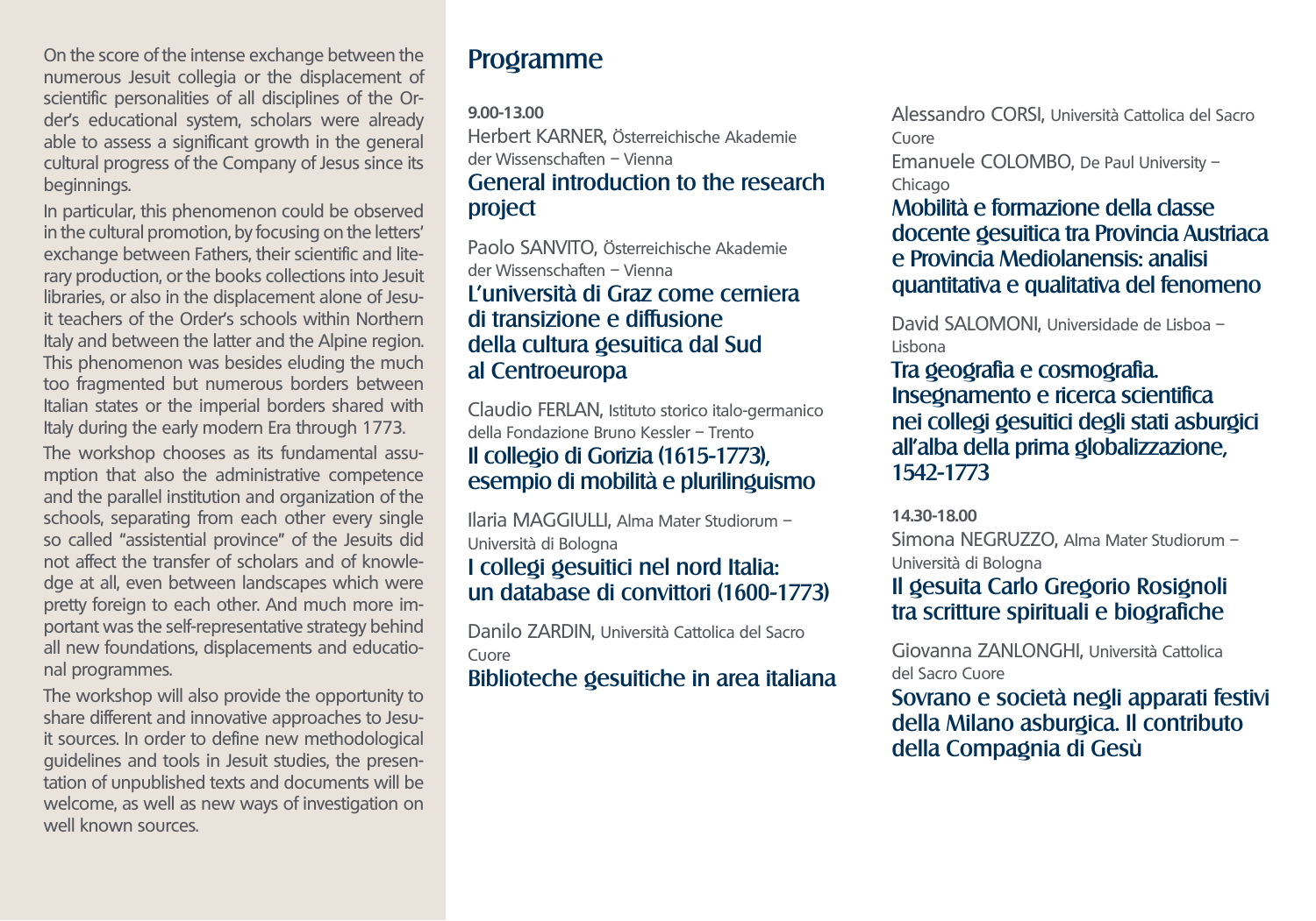On the score of the intense exchange between the numerous Jesuit collegia or the displacement of scientific personalities of all disciplines of the Order's educational system, scholars were already able to assess a significant growth in the general cultural progress of the Company of Jesus since its beginnings.

In particular, this phenomenon could be observed in the cultural promotion, by focusing on the letters' exchange between Fathers, their scientific and literary production, or the books collections into Jesuit libraries, or also in the displacement alone of Jesuit teachers of the Order's schools within Northern Italy and between the latter and the Alpine region. This phenomenon was besides eluding the much too fragmented but numerous borders between Italian states or the imperial borders shared with Italy during the early modern Era through 1773.

The workshop chooses as its fundamental assumption that also the administrative competence and the parallel institution and organization of the schools, separating from each other every single so called "assistential province" of the Jesuits did not affect the transfer of scholars and of knowledge at all, even between landscapes which were pretty foreign to each other. And much more important was the self-representative strategy behind all new foundations, displacements and educational programmes.

The workshop will also provide the opportunity to share different and innovative approaches to Jesuit sources. In order to define new methodological guidelines and tools in Jesuit studies, the presentation of unpublished texts and documents will be welcome, as well as new ways of investigation on well known sources.

## Programme

**9.00-13.00**

Herbert KARNER, Österreichische Akademie der Wissenschaften – Vienna
### General introduction to the research project

Paolo SANVITO, Österreichische Akademie der Wissenschaften – Vienna
### L'università di Graz come cerniera di transizione e diffusione della cultura gesuitica dal Sud al Centroeuropa

Claudio FERLAN, Istituto storico italo-germanico della Fondazione Bruno Kessler – Trento
### Il collegio di Gorizia (1615-1773), esempio di mobilità e plurilinguismo

Ilaria MAGGIULLI, Alma Mater Studiorum – Università di Bologna
### I collegi gesuitici nel nord Italia: un database di convittori (1600-1773)

Danilo ZARDIN, Università Cattolica del Sacro Cuore
### Biblioteche gesuitiche in area italiana

Alessandro CORSI, Università Cattolica del Sacro Cuore
Emanuele COLOMBO, De Paul University – Chicago
### Mobilità e formazione della classe docente gesuitica tra Provincia Austriaca e Provincia Mediolanensis: analisi quantitativa e qualitativa del fenomeno

David SALOMONI, Universidade de Lisboa – Lisbona
### Tra geografia e cosmografia. Insegnamento e ricerca scientifica nei collegi gesuitici degli stati asburgici all'alba della prima globalizzazione, 1542-1773

**14.30-18.00**

Simona NEGRUZZO, Alma Mater Studiorum – Università di Bologna
### Il gesuita Carlo Gregorio Rosignoli tra scritture spirituali e biografiche

Giovanna ZANLONGHI, Università Cattolica del Sacro Cuore
### Sovrano e società negli apparati festivi della Milano asburgica. Il contributo della Compagnia di Gesù